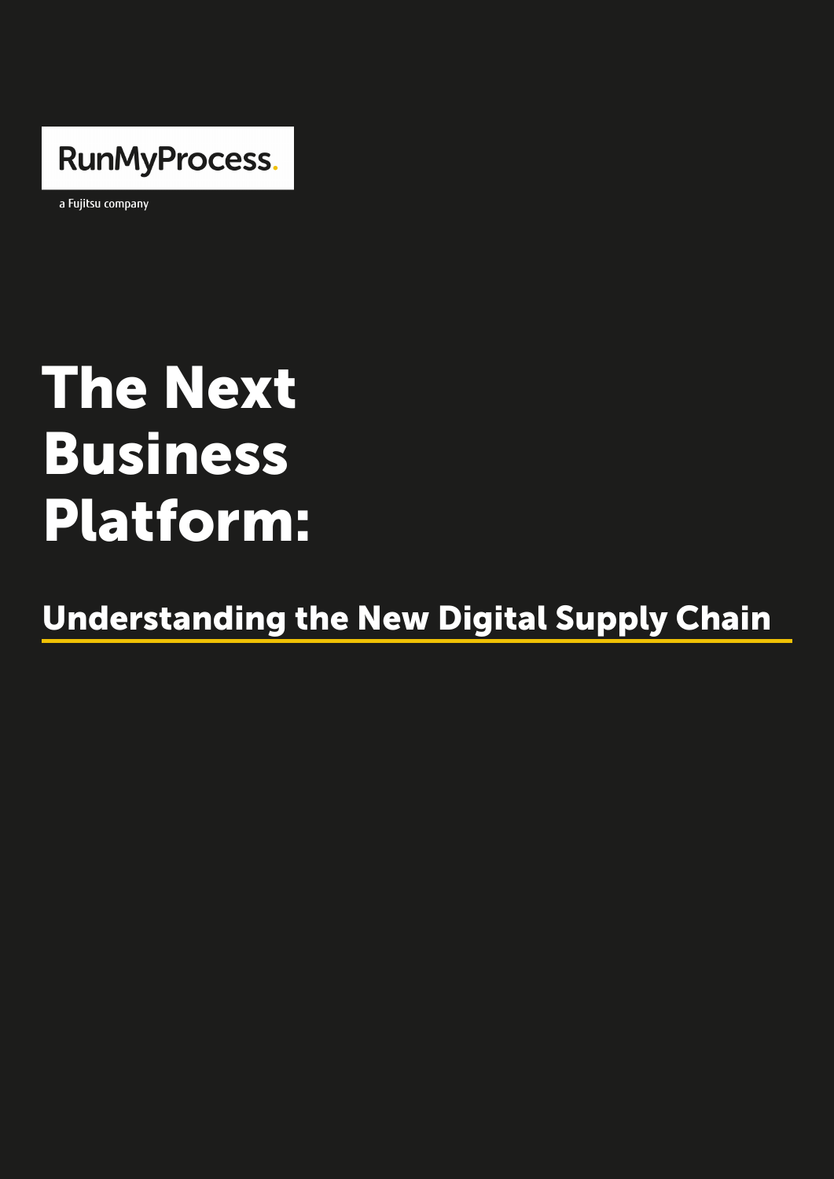RunMyProcess.

a Fujitsu company

# The Next Business Platform:

## Understanding the New Digital Supply Chain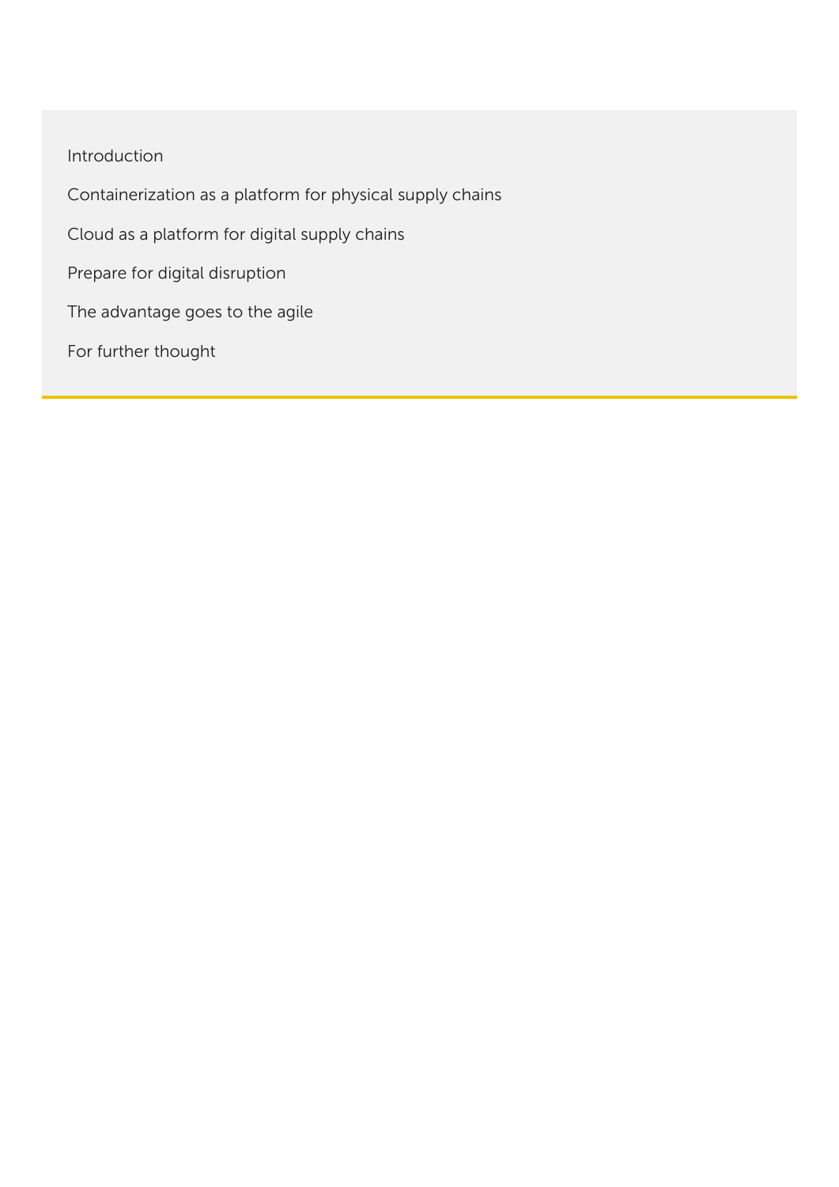Introduction

Containerization as a platform for physical supply chains

Cloud as a platform for digital supply chains

Prepare for digital disruption

The advantage goes to the agile

For further thought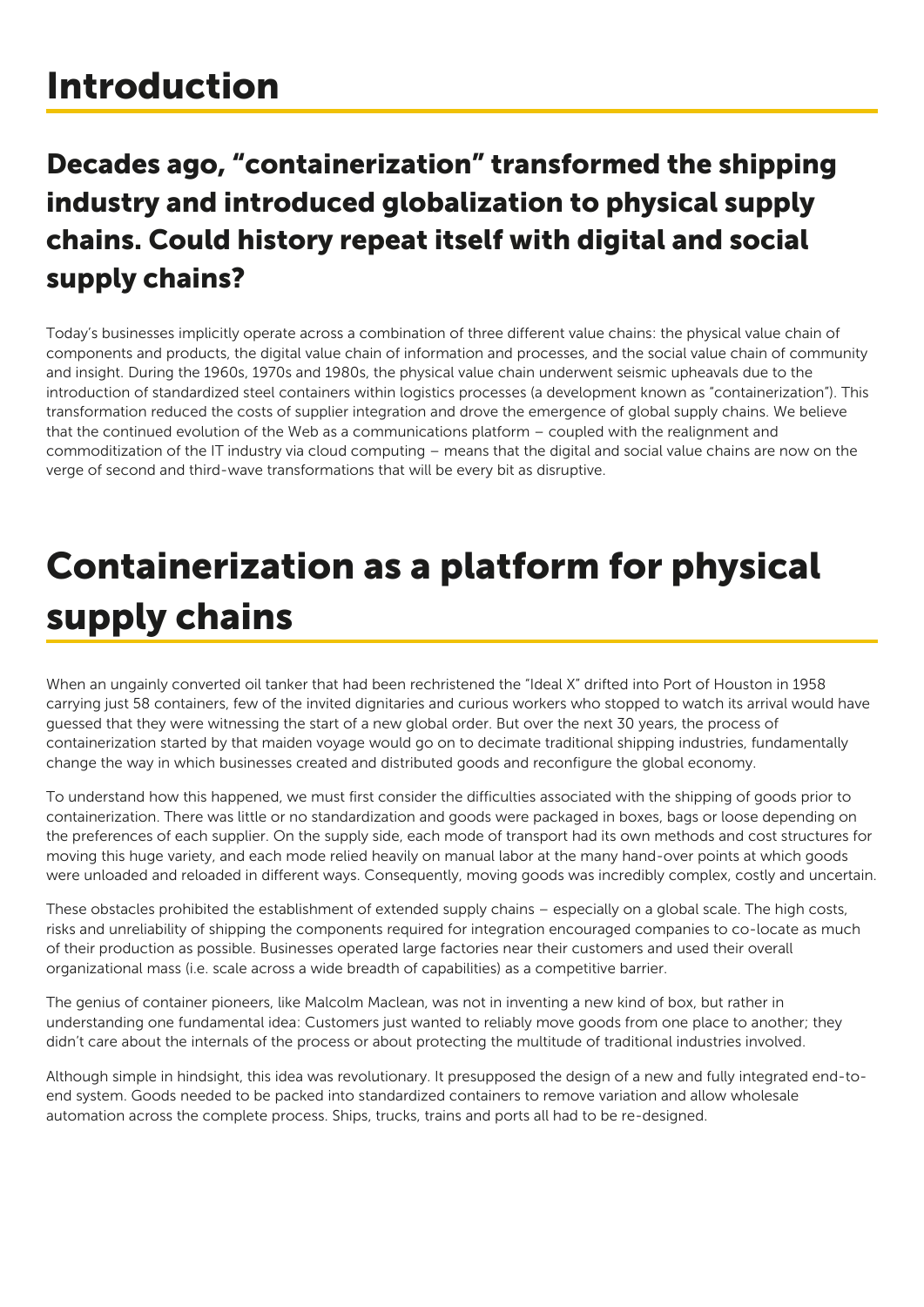# Introduction

## Decades ago, “containerization” transformed the shipping industry and introduced globalization to physical supply chains. Could history repeat itself with digital and social supply chains?

Today’s businesses implicitly operate across a combination of three different value chains: the physical value chain of components and products, the digital value chain of information and processes, and the social value chain of community and insight. During the 1960s, 1970s and 1980s, the physical value chain underwent seismic upheavals due to the introduction of standardized steel containers within logistics processes (a development known as “containerization”). This transformation reduced the costs of supplier integration and drove the emergence of global supply chains. We believe that the continued evolution of the Web as a communications platform – coupled with the realignment and commoditization of the IT industry via cloud computing – means that the digital and social value chains are now on the verge of second and third-wave transformations that will be every bit as disruptive.

# Containerization as a platform for physical supply chains

When an ungainly converted oil tanker that had been rechristened the “Ideal X” drifted into Port of Houston in 1958 carrying just 58 containers, few of the invited dignitaries and curious workers who stopped to watch its arrival would have guessed that they were witnessing the start of a new global order. But over the next 30 years, the process of containerization started by that maiden voyage would go on to decimate traditional shipping industries, fundamentally change the way in which businesses created and distributed goods and reconfigure the global economy.

To understand how this happened, we must first consider the difficulties associated with the shipping of goods prior to containerization. There was little or no standardization and goods were packaged in boxes, bags or loose depending on the preferences of each supplier. On the supply side, each mode of transport had its own methods and cost structures for moving this huge variety, and each mode relied heavily on manual labor at the many hand-over points at which goods were unloaded and reloaded in different ways. Consequently, moving goods was incredibly complex, costly and uncertain.

These obstacles prohibited the establishment of extended supply chains – especially on a global scale. The high costs, risks and unreliability of shipping the components required for integration encouraged companies to co-locate as much of their production as possible. Businesses operated large factories near their customers and used their overall organizational mass (i.e. scale across a wide breadth of capabilities) as a competitive barrier.

The genius of container pioneers, like Malcolm Maclean, was not in inventing a new kind of box, but rather in understanding one fundamental idea: Customers just wanted to reliably move goods from one place to another; they didn’t care about the internals of the process or about protecting the multitude of traditional industries involved.

Although simple in hindsight, this idea was revolutionary. It presupposed the design of a new and fully integrated end-to-end system. Goods needed to be packed into standardized containers to remove variation and allow wholesale automation across the complete process. Ships, trucks, trains and ports all had to be re-designed.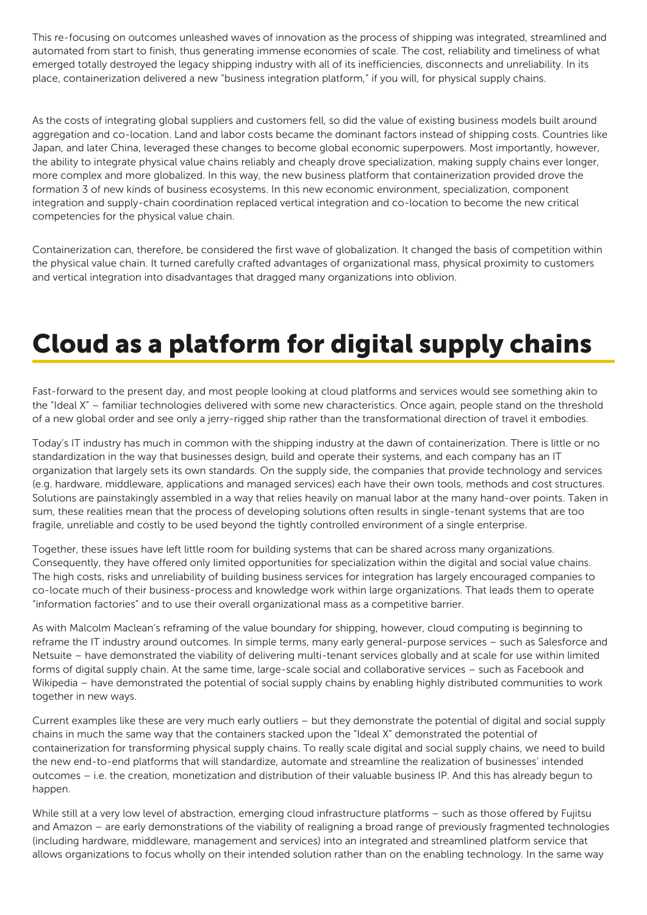This re-focusing on outcomes unleashed waves of innovation as the process of shipping was integrated, streamlined and automated from start to finish, thus generating immense economies of scale. The cost, reliability and timeliness of what emerged totally destroyed the legacy shipping industry with all of its inefficiencies, disconnects and unreliability. In its place, containerization delivered a new "business integration platform," if you will, for physical supply chains.

As the costs of integrating global suppliers and customers fell, so did the value of existing business models built around aggregation and co-location. Land and labor costs became the dominant factors instead of shipping costs. Countries like Japan, and later China, leveraged these changes to become global economic superpowers. Most importantly, however, the ability to integrate physical value chains reliably and cheaply drove specialization, making supply chains ever longer, more complex and more globalized. In this way, the new business platform that containerization provided drove the formation 3 of new kinds of business ecosystems. In this new economic environment, specialization, component integration and supply-chain coordination replaced vertical integration and co-location to become the new critical competencies for the physical value chain.

Containerization can, therefore, be considered the first wave of globalization. It changed the basis of competition within the physical value chain. It turned carefully crafted advantages of organizational mass, physical proximity to customers and vertical integration into disadvantages that dragged many organizations into oblivion.

# Cloud as a platform for digital supply chains

Fast-forward to the present day, and most people looking at cloud platforms and services would see something akin to the "Ideal X" – familiar technologies delivered with some new characteristics. Once again, people stand on the threshold of a new global order and see only a jerry-rigged ship rather than the transformational direction of travel it embodies.

Today's IT industry has much in common with the shipping industry at the dawn of containerization. There is little or no standardization in the way that businesses design, build and operate their systems, and each company has an IT organization that largely sets its own standards. On the supply side, the companies that provide technology and services (e.g. hardware, middleware, applications and managed services) each have their own tools, methods and cost structures. Solutions are painstakingly assembled in a way that relies heavily on manual labor at the many hand-over points. Taken in sum, these realities mean that the process of developing solutions often results in single-tenant systems that are too fragile, unreliable and costly to be used beyond the tightly controlled environment of a single enterprise.

Together, these issues have left little room for building systems that can be shared across many organizations. Consequently, they have offered only limited opportunities for specialization within the digital and social value chains. The high costs, risks and unreliability of building business services for integration has largely encouraged companies to co-locate much of their business-process and knowledge work within large organizations. That leads them to operate "information factories" and to use their overall organizational mass as a competitive barrier.

As with Malcolm Maclean's reframing of the value boundary for shipping, however, cloud computing is beginning to reframe the IT industry around outcomes. In simple terms, many early general-purpose services – such as Salesforce and Netsuite – have demonstrated the viability of delivering multi-tenant services globally and at scale for use within limited forms of digital supply chain. At the same time, large-scale social and collaborative services – such as Facebook and Wikipedia – have demonstrated the potential of social supply chains by enabling highly distributed communities to work together in new ways.

Current examples like these are very much early outliers – but they demonstrate the potential of digital and social supply chains in much the same way that the containers stacked upon the "Ideal X" demonstrated the potential of containerization for transforming physical supply chains. To really scale digital and social supply chains, we need to build the new end-to-end platforms that will standardize, automate and streamline the realization of businesses' intended outcomes – i.e. the creation, monetization and distribution of their valuable business IP. And this has already begun to happen.

While still at a very low level of abstraction, emerging cloud infrastructure platforms – such as those offered by Fujitsu and Amazon – are early demonstrations of the viability of realigning a broad range of previously fragmented technologies (including hardware, middleware, management and services) into an integrated and streamlined platform service that allows organizations to focus wholly on their intended solution rather than on the enabling technology. In the same way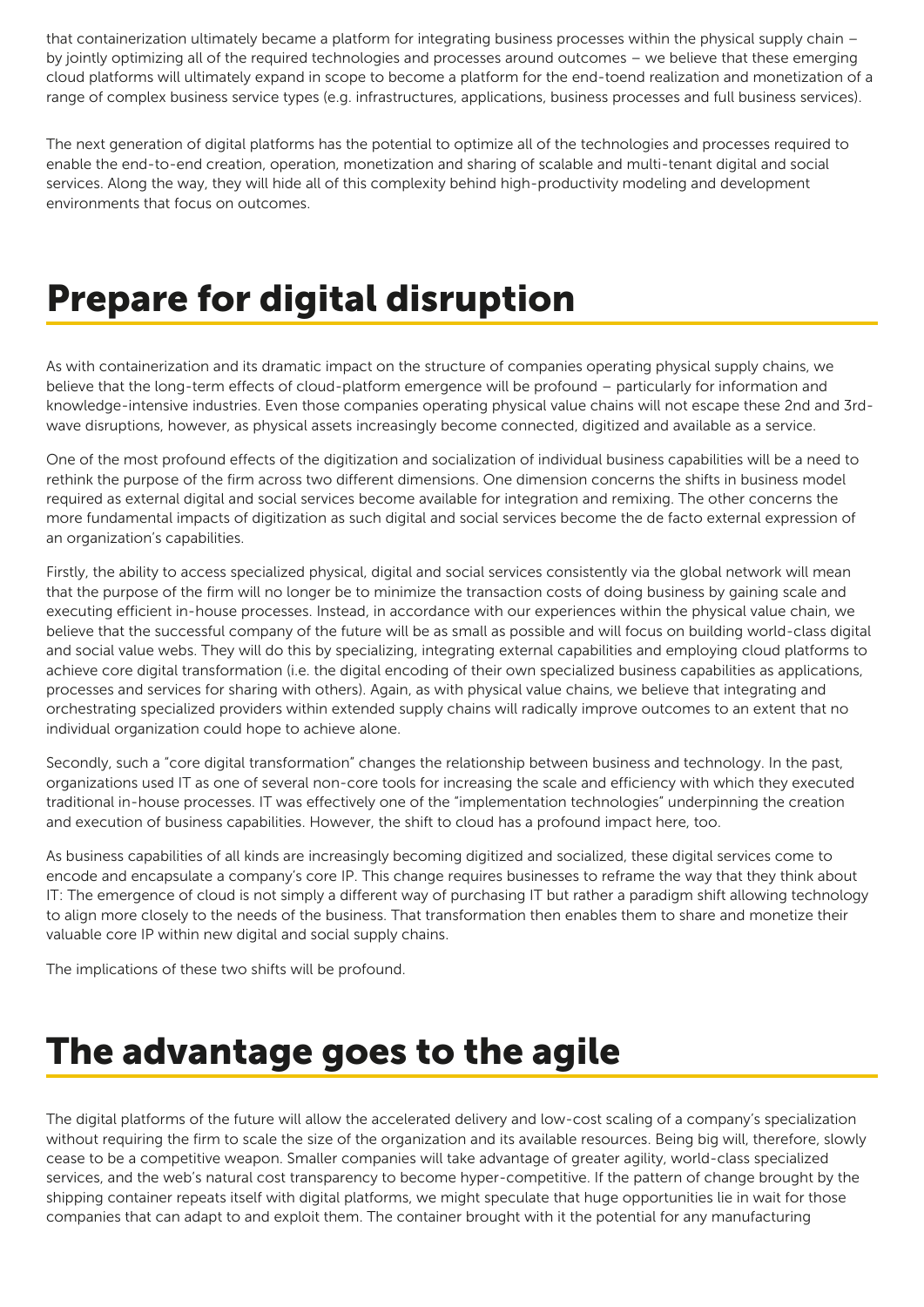that containerization ultimately became a platform for integrating business processes within the physical supply chain – by jointly optimizing all of the required technologies and processes around outcomes – we believe that these emerging cloud platforms will ultimately expand in scope to become a platform for the end-toend realization and monetization of a range of complex business service types (e.g. infrastructures, applications, business processes and full business services).

The next generation of digital platforms has the potential to optimize all of the technologies and processes required to enable the end-to-end creation, operation, monetization and sharing of scalable and multi-tenant digital and social services. Along the way, they will hide all of this complexity behind high-productivity modeling and development environments that focus on outcomes.

# Prepare for digital disruption

As with containerization and its dramatic impact on the structure of companies operating physical supply chains, we believe that the long-term effects of cloud-platform emergence will be profound – particularly for information and knowledge-intensive industries. Even those companies operating physical value chains will not escape these 2nd and 3rd-wave disruptions, however, as physical assets increasingly become connected, digitized and available as a service.

One of the most profound effects of the digitization and socialization of individual business capabilities will be a need to rethink the purpose of the firm across two different dimensions. One dimension concerns the shifts in business model required as external digital and social services become available for integration and remixing. The other concerns the more fundamental impacts of digitization as such digital and social services become the de facto external expression of an organization's capabilities.

Firstly, the ability to access specialized physical, digital and social services consistently via the global network will mean that the purpose of the firm will no longer be to minimize the transaction costs of doing business by gaining scale and executing efficient in-house processes. Instead, in accordance with our experiences within the physical value chain, we believe that the successful company of the future will be as small as possible and will focus on building world-class digital and social value webs. They will do this by specializing, integrating external capabilities and employing cloud platforms to achieve core digital transformation (i.e. the digital encoding of their own specialized business capabilities as applications, processes and services for sharing with others). Again, as with physical value chains, we believe that integrating and orchestrating specialized providers within extended supply chains will radically improve outcomes to an extent that no individual organization could hope to achieve alone.

Secondly, such a "core digital transformation" changes the relationship between business and technology. In the past, organizations used IT as one of several non-core tools for increasing the scale and efficiency with which they executed traditional in-house processes. IT was effectively one of the "implementation technologies" underpinning the creation and execution of business capabilities. However, the shift to cloud has a profound impact here, too.

As business capabilities of all kinds are increasingly becoming digitized and socialized, these digital services come to encode and encapsulate a company's core IP. This change requires businesses to reframe the way that they think about IT: The emergence of cloud is not simply a different way of purchasing IT but rather a paradigm shift allowing technology to align more closely to the needs of the business. That transformation then enables them to share and monetize their valuable core IP within new digital and social supply chains.

The implications of these two shifts will be profound.

# The advantage goes to the agile

The digital platforms of the future will allow the accelerated delivery and low-cost scaling of a company's specialization without requiring the firm to scale the size of the organization and its available resources. Being big will, therefore, slowly cease to be a competitive weapon. Smaller companies will take advantage of greater agility, world-class specialized services, and the web's natural cost transparency to become hyper-competitive. If the pattern of change brought by the shipping container repeats itself with digital platforms, we might speculate that huge opportunities lie in wait for those companies that can adapt to and exploit them. The container brought with it the potential for any manufacturing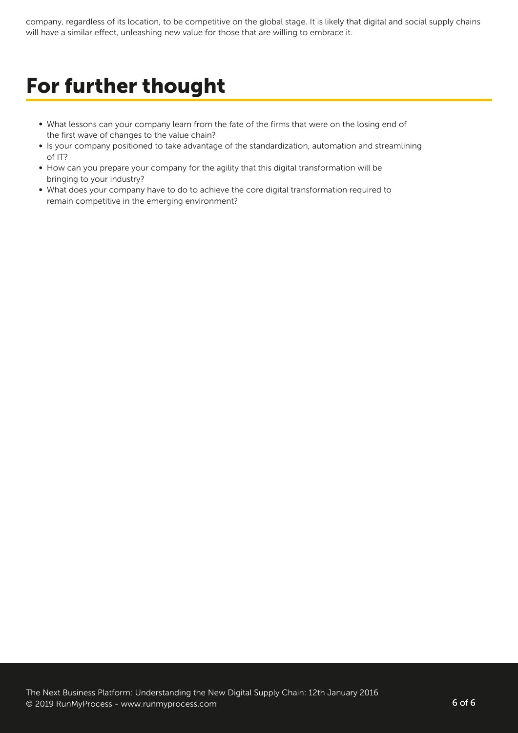company, regardless of its location, to be competitive on the global stage. It is likely that digital and social supply chains will have a similar effect, unleashing new value for those that are willing to embrace it.

# For further thought

- What lessons can your company learn from the fate of the firms that were on the losing end of the first wave of changes to the value chain?
- Is your company positioned to take advantage of the standardization, automation and streamlining of IT?
- How can you prepare your company for the agility that this digital transformation will be bringing to your industry?
- What does your company have to do to achieve the core digital transformation required to remain competitive in the emerging environment?